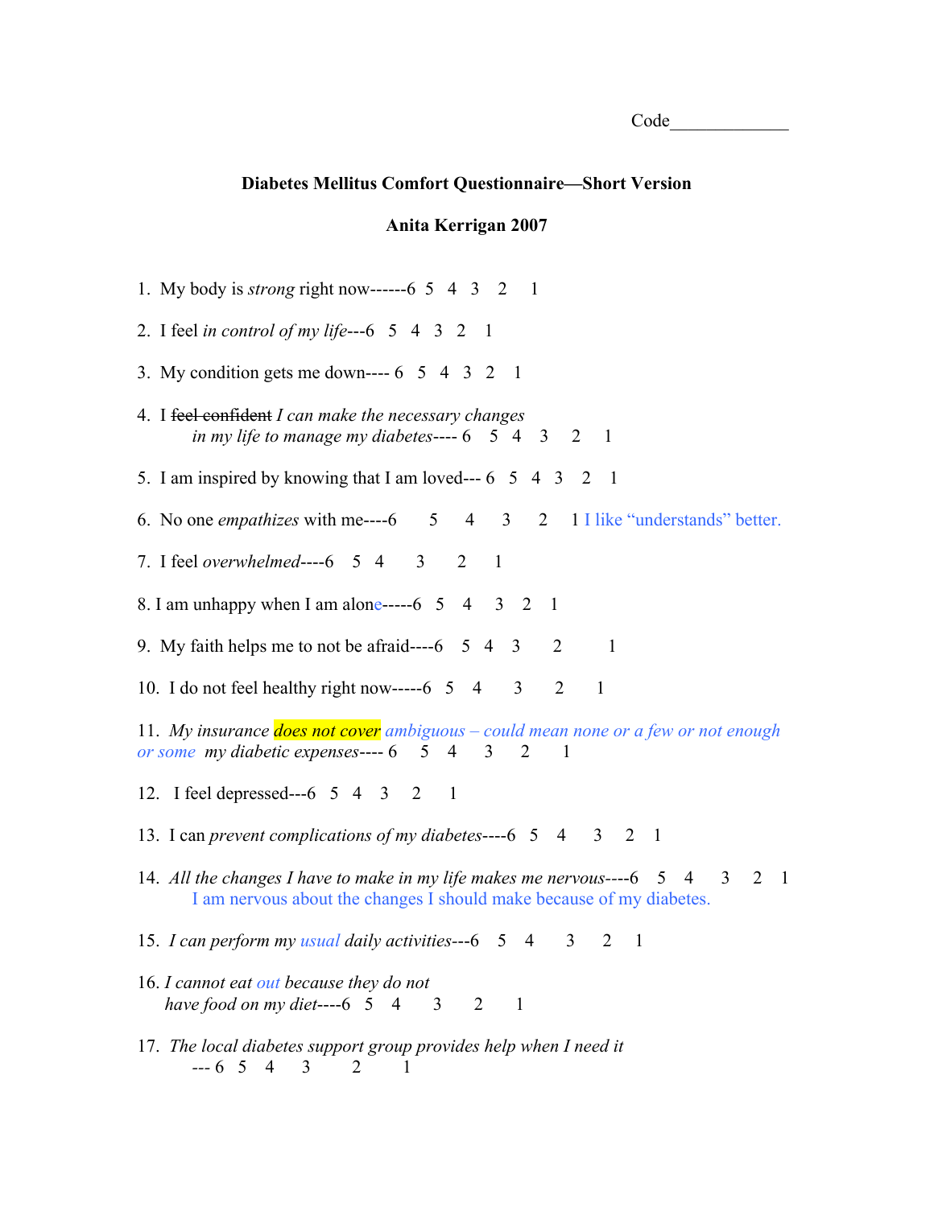Code_____________

**Diabetes Mellitus Comfort Questionnaire—Short Version**

**Anita Kerrigan 2007**

1. My body is *strong* right now------6 5 4 3 2 1

2. I feel *in control of my life*---6 5 4 3 2 1

3. My condition gets me down---- 6 5 4 3 2 1

4. I ~~feel confident~~ *I can make the necessary changes in my life to manage my diabetes*---- 6 5 4 3 2 1

5. I am inspired by knowing that I am loved--- 6 5 4 3 2 1

6. No one *empathizes* with me----6 5 4 3 2 1 I like "understands" better.

7. I feel *overwhelmed*----6 5 4 3 2 1

8. I am unhappy when I am alone-----6 5 4 3 2 1

9. My faith helps me to not be afraid----6 5 4 3 2 1

10. I do not feel healthy right now-----6 5 4 3 2 1

11. *My insurance does not cover* *ambiguous – could mean none or a few or not enough or some* *my diabetic expenses*---- 6 5 4 3 2 1

12. I feel depressed---6 5 4 3 2 1

13. I can *prevent complications of my diabetes*----6 5 4 3 2 1

14. *All the changes I have to make in my life makes me nervous*----6 5 4 3 2 1
    I am nervous about the changes I should make because of my diabetes.

15. *I can perform my usual daily activities*---6 5 4 3 2 1

16. *I cannot eat out because they do not have food on my diet*----6 5 4 3 2 1

17. *The local diabetes support group provides help when I need it* --- 6 5 4 3 2 1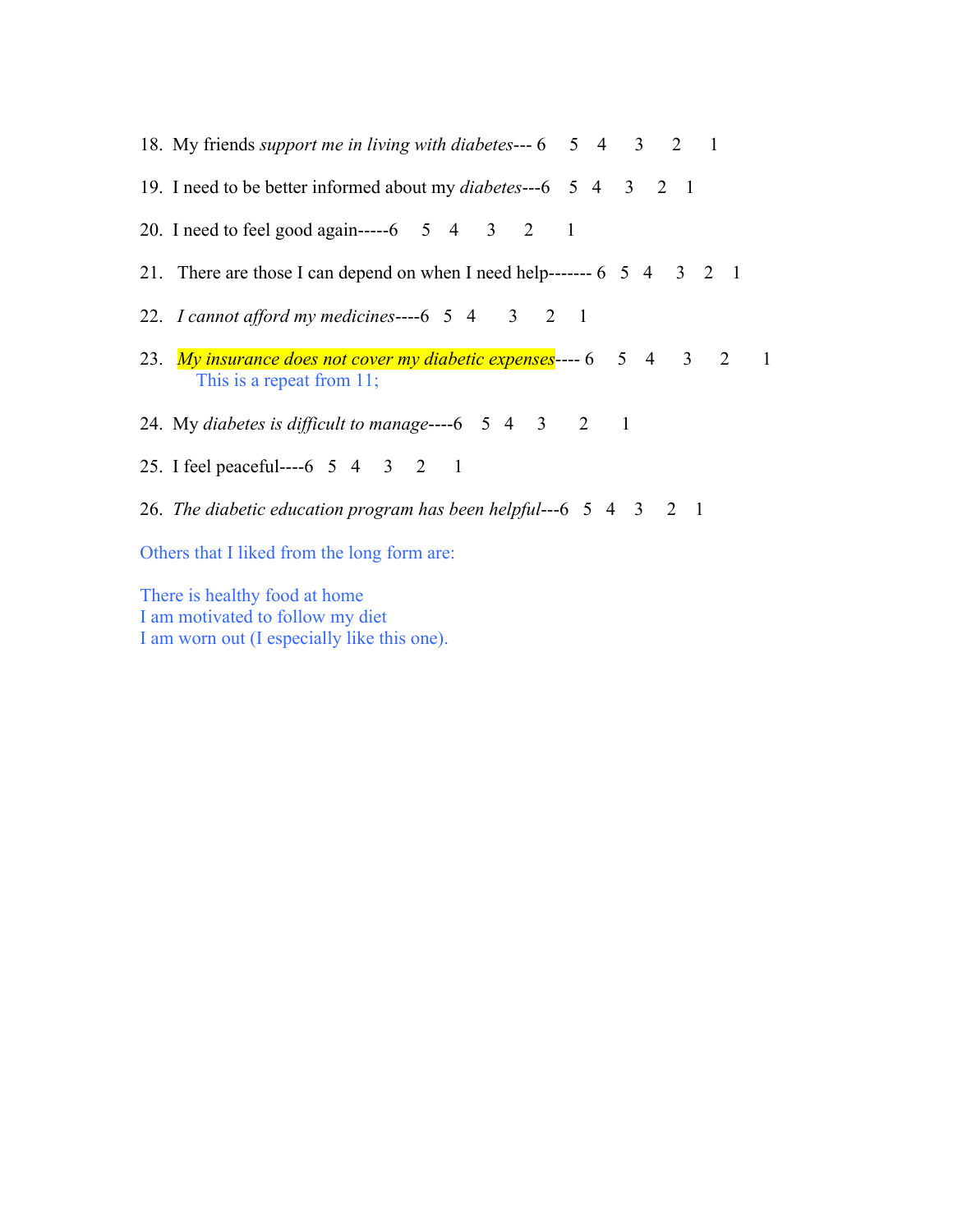18. My friends *support me in living with diabetes*--- 6 5 4 3 2 1

19. I need to be better informed about my *diabetes*---6 5 4 3 2 1

20. I need to feel good again-----6 5 4 3 2 1

21. There are those I can depend on when I need help------- 6 5 4 3 2 1

22. *I cannot afford my medicines*----6 5 4 3 2 1

23. *My insurance does not cover my diabetic expenses*---- 6 5 4 3 2 1
    This is a repeat from 11;

24. My *diabetes is difficult to manage*----6 5 4 3 2 1

25. I feel peaceful----6 5 4 3 2 1

26. *The diabetic education program has been helpful*---6 5 4 3 2 1

Others that I liked from the long form are:

There is healthy food at home
I am motivated to follow my diet
I am worn out (I especially like this one).